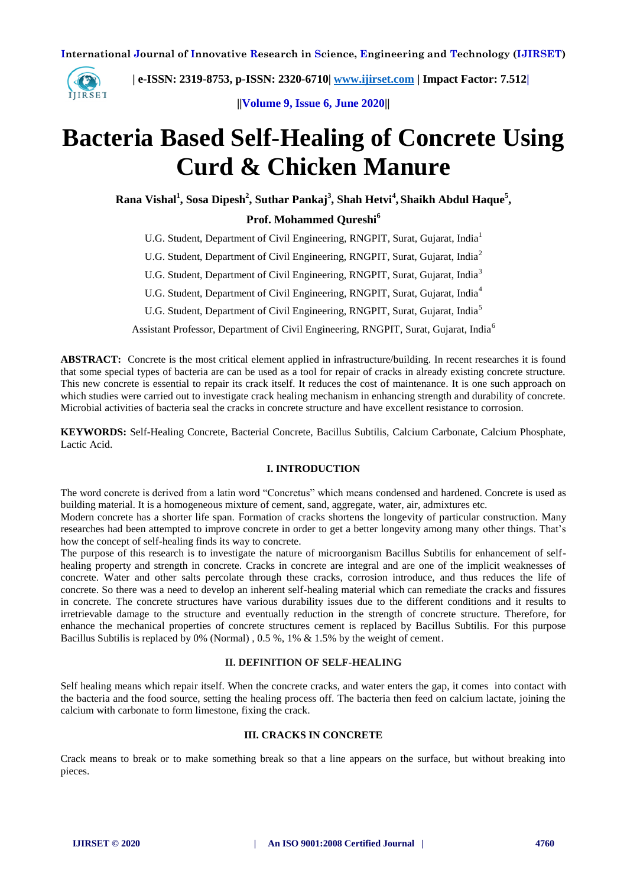# Bacteria Based Self-Healing of Concrete Using Curd & Chicken Manure

**Rana Vishal[1], Sosa Dipesh[2], Suthar Pankaj[3], Shah Hetvi[4], Shaikh Abdul Haque[5],**

**Prof. Mohammed Qureshi[6]**

U.G. Student, Department of Civil Engineering, RNGPIT, Surat, Gujarat, India[1]

U.G. Student, Department of Civil Engineering, RNGPIT, Surat, Gujarat, India[2]

U.G. Student, Department of Civil Engineering, RNGPIT, Surat, Gujarat, India[3]

U.G. Student, Department of Civil Engineering, RNGPIT, Surat, Gujarat, India[4]

U.G. Student, Department of Civil Engineering, RNGPIT, Surat, Gujarat, India[5]

Assistant Professor, Department of Civil Engineering, RNGPIT, Surat, Gujarat, India[6]

**ABSTRACT:** Concrete is the most critical element applied in infrastructure/building. In recent researches it is found that some special types of bacteria are can be used as a tool for repair of cracks in already existing concrete structure. This new concrete is essential to repair its crack itself. It reduces the cost of maintenance. It is one such approach on which studies were carried out to investigate crack healing mechanism in enhancing strength and durability of concrete. Microbial activities of bacteria seal the cracks in concrete structure and have excellent resistance to corrosion.

**KEYWORDS:** Self-Healing Concrete, Bacterial Concrete, Bacillus Subtilis, Calcium Carbonate, Calcium Phosphate, Lactic Acid.

## I. INTRODUCTION

The word concrete is derived from a latin word "Concretus" which means condensed and hardened. Concrete is used as building material. It is a homogeneous mixture of cement, sand, aggregate, water, air, admixtures etc.

Modern concrete has a shorter life span. Formation of cracks shortens the longevity of particular construction. Many researches had been attempted to improve concrete in order to get a better longevity among many other things. That's how the concept of self-healing finds its way to concrete.

The purpose of this research is to investigate the nature of microorganism Bacillus Subtilis for enhancement of self-healing property and strength in concrete. Cracks in concrete are integral and are one of the implicit weaknesses of concrete. Water and other salts percolate through these cracks, corrosion introduce, and thus reduces the life of concrete. So there was a need to develop an inherent self-healing material which can remediate the cracks and fissures in concrete. The concrete structures have various durability issues due to the different conditions and it results to irretrievable damage to the structure and eventually reduction in the strength of concrete structure. Therefore, for enhance the mechanical properties of concrete structures cement is replaced by Bacillus Subtilis. For this purpose Bacillus Subtilis is replaced by 0% (Normal) , 0.5 %, 1% & 1.5% by the weight of cement.

## II. DEFINITION OF SELF-HEALING

Self healing means which repair itself. When the concrete cracks, and water enters the gap, it comes into contact with the bacteria and the food source, setting the healing process off. The bacteria then feed on calcium lactate, joining the calcium with carbonate to form limestone, fixing the crack.

## III. CRACKS IN CONCRETE

Crack means to break or to make something break so that a line appears on the surface, but without breaking into pieces.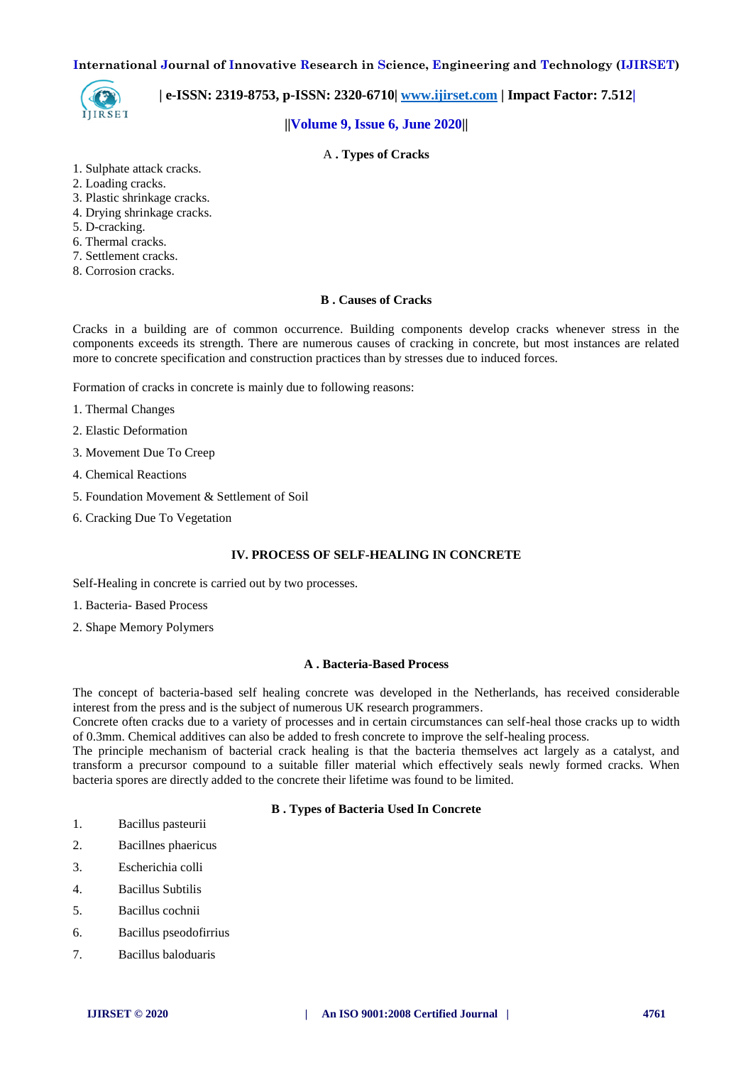### A . Types of Cracks

1. Sulphate attack cracks.
2. Loading cracks.
3. Plastic shrinkage cracks.
4. Drying shrinkage cracks.
5. D-cracking.
6. Thermal cracks.
7. Settlement cracks.
8. Corrosion cracks.

### B . Causes of Cracks

Cracks in a building are of common occurrence. Building components develop cracks whenever stress in the components exceeds its strength. There are numerous causes of cracking in concrete, but most instances are related more to concrete specification and construction practices than by stresses due to induced forces.

Formation of cracks in concrete is mainly due to following reasons:

1. Thermal Changes
2. Elastic Deformation
3. Movement Due To Creep
4. Chemical Reactions
5. Foundation Movement & Settlement of Soil
6. Cracking Due To Vegetation

## IV. PROCESS OF SELF-HEALING IN CONCRETE

Self-Healing in concrete is carried out by two processes.

1. Bacteria- Based Process
2. Shape Memory Polymers

### A . Bacteria-Based Process

The concept of bacteria-based self healing concrete was developed in the Netherlands, has received considerable interest from the press and is the subject of numerous UK research programmers.
Concrete often cracks due to a variety of processes and in certain circumstances can self-heal those cracks up to width of 0.3mm. Chemical additives can also be added to fresh concrete to improve the self-healing process.
The principle mechanism of bacterial crack healing is that the bacteria themselves act largely as a catalyst, and transform a precursor compound to a suitable filler material which effectively seals newly formed cracks. When bacteria spores are directly added to the concrete their lifetime was found to be limited.

### B . Types of Bacteria Used In Concrete

1. Bacillus pasteurii
2. Bacillnes phaericus
3. Escherichia colli
4. Bacillus Subtilis
5. Bacillus cochnii
6. Bacillus pseodofirrius
7. Bacillus baloduaris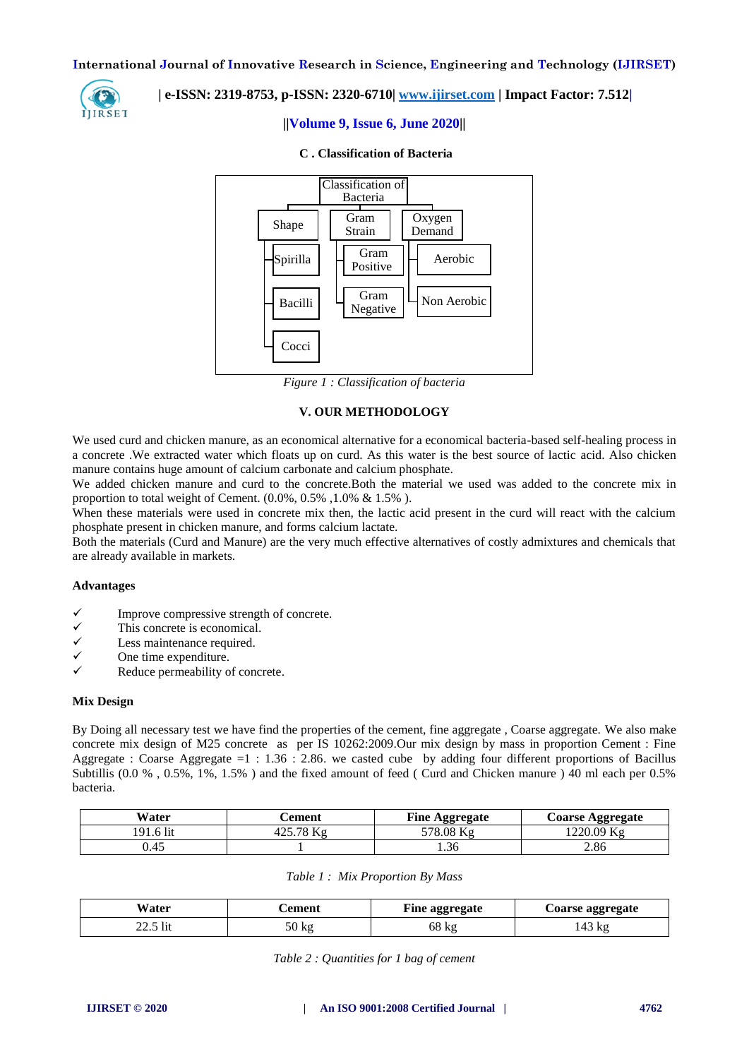### C . Classification of Bacteria

Classification of Bacteria
- Shape
  - Spirilla
  - Bacilli
  - Cocci
- Gram Strain
  - Gram Positive
  - Gram Negative
- Oxygen Demand
  - Aerobic
  - Non Aerobic

*Figure 1 : Classification of bacteria*

## V. OUR METHODOLOGY

We used curd and chicken manure, as an economical alternative for a economical bacteria-based self-healing process in a concrete .We extracted water which floats up on curd. As this water is the best source of lactic acid. Also chicken manure contains huge amount of calcium carbonate and calcium phosphate.

We added chicken manure and curd to the concrete.Both the material we used was added to the concrete mix in proportion to total weight of Cement. (0.0%, 0.5% ,1.0% & 1.5% ).

When these materials were used in concrete mix then, the lactic acid present in the curd will react with the calcium phosphate present in chicken manure, and forms calcium lactate.

Both the materials (Curd and Manure) are the very much effective alternatives of costly admixtures and chemicals that are already available in markets.

**Advantages**

- ✓ Improve compressive strength of concrete.
- ✓ This concrete is economical.
- ✓ Less maintenance required.
- ✓ One time expenditure.
- ✓ Reduce permeability of concrete.

**Mix Design**

By Doing all necessary test we have find the properties of the cement, fine aggregate , Coarse aggregate. We also make concrete mix design of M25 concrete as per IS 10262:2009.Our mix design by mass in proportion Cement : Fine Aggregate : Coarse Aggregate =1 : 1.36 : 2.86. we casted cube by adding four different proportions of Bacillus Subtillis (0.0 % , 0.5%, 1%, 1.5% ) and the fixed amount of feed ( Curd and Chicken manure ) 40 ml each per 0.5% bacteria.

| Water | Cement | Fine Aggregate | Coarse Aggregate |
|---|---|---|---|
| 191.6 lit | 425.78 Kg | 578.08 Kg | 1220.09 Kg |
| 0.45 | 1 | 1.36 | 2.86 |

*Table 1 : Mix Proportion By Mass*

| Water | Cement | Fine aggregate | Coarse aggregate |
|---|---|---|---|
| 22.5 lit | 50 kg | 68 kg | 143 kg |

*Table 2 : Quantities for 1 bag of cement*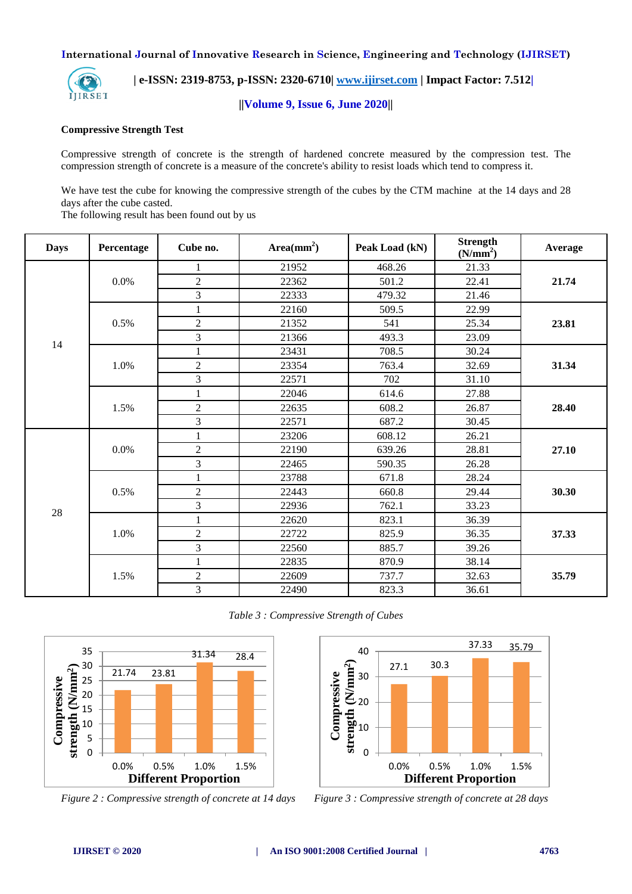**Compressive Strength Test**

Compressive strength of concrete is the strength of hardened concrete measured by the compression test. The compression strength of concrete is a measure of the concrete's ability to resist loads which tend to compress it.

We have test the cube for knowing the compressive strength of the cubes by the CTM machine at the 14 days and 28 days after the cube casted.
The following result has been found out by us

| Days | Percentage | Cube no. | Area($mm^2$) | Peak Load (kN) | Strength ($N/mm^2$) | Average |
|---|---|---|---|---|---|---|
| 14 | 0.0% | 1 | 21952 | 468.26 | 21.33 | **21.74** |
| | | 2 | 22362 | 501.2 | 22.41 | |
| | | 3 | 22333 | 479.32 | 21.46 | |
| | 0.5% | 1 | 22160 | 509.5 | 22.99 | **23.81** |
| | | 2 | 21352 | 541 | 25.34 | |
| | | 3 | 21366 | 493.3 | 23.09 | |
| | 1.0% | 1 | 23431 | 708.5 | 30.24 | **31.34** |
| | | 2 | 23354 | 763.4 | 32.69 | |
| | | 3 | 22571 | 702 | 31.10 | |
| | 1.5% | 1 | 22046 | 614.6 | 27.88 | **28.40** |
| | | 2 | 22635 | 608.2 | 26.87 | |
| | | 3 | 22571 | 687.2 | 30.45 | |
| 28 | 0.0% | 1 | 23206 | 608.12 | 26.21 | **27.10** |
| | | 2 | 22190 | 639.26 | 28.81 | |
| | | 3 | 22465 | 590.35 | 26.28 | |
| | 0.5% | 1 | 23788 | 671.8 | 28.24 | **30.30** |
| | | 2 | 22443 | 660.8 | 29.44 | |
| | | 3 | 22936 | 762.1 | 33.23 | |
| | 1.0% | 1 | 22620 | 823.1 | 36.39 | **37.33** |
| | | 2 | 22722 | 825.9 | 36.35 | |
| | | 3 | 22560 | 885.7 | 39.26 | |
| | 1.5% | 1 | 22835 | 870.9 | 38.14 | **35.79** |
| | | 2 | 22609 | 737.7 | 32.63 | |
| | | 3 | 22490 | 823.3 | 36.61 | |

*Table 3 : Compressive Strength of Cubes*

*Figure 2 : Compressive strength of concrete at 14 days*

*Figure 3 : Compressive strength of concrete at 28 days*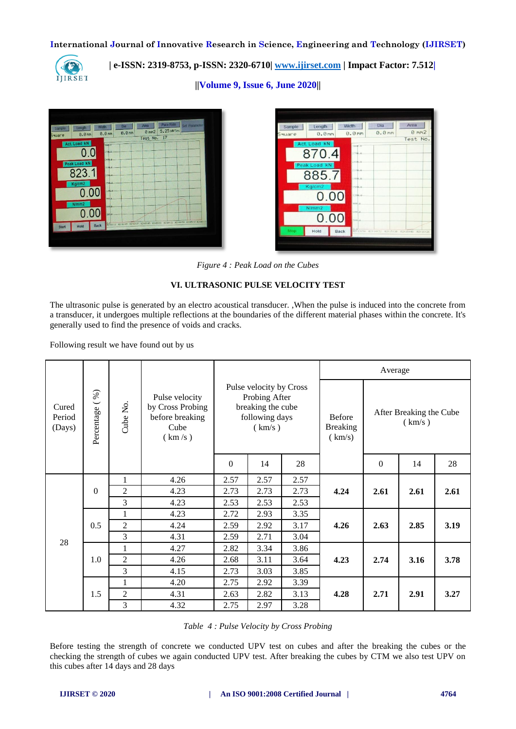*Figure 4 : Peak Load on the Cubes*

## VI. ULTRASONIC PULSE VELOCITY TEST

The ultrasonic pulse is generated by an electro acoustical transducer. ,When the pulse is induced into the concrete from a transducer, it undergoes multiple reflections at the boundaries of the different material phases within the concrete. It's generally used to find the presence of voids and cracks.

Following result we have found out by us

| Cured Period (Days) | Percentage ( %) | Cube No. | Pulse velocity by Cross Probing before breaking Cube ( km /s ) | Pulse velocity by Cross Probing After breaking the cube following days ( km/s ) | | | Average | | | |
|---|---|---|---|---|---|---|---|---|---|---|
| | | | | | | | Before Breaking ( km/s) | After Breaking the Cube ( km/s ) | | |
| | | | | 0 | 14 | 28 | | 0 | 14 | 28 |
| 28 | 0 | 1 | 4.26 | 2.57 | 2.57 | 2.57 | **4.24** | **2.61** | **2.61** | **2.61** |
| | | 2 | 4.23 | 2.73 | 2.73 | 2.73 | | | | |
| | | 3 | 4.23 | 2.53 | 2.53 | 2.53 | | | | |
| | 0.5 | 1 | 4.23 | 2.72 | 2.93 | 3.35 | **4.26** | **2.63** | **2.85** | **3.19** |
| | | 2 | 4.24 | 2.59 | 2.92 | 3.17 | | | | |
| | | 3 | 4.31 | 2.59 | 2.71 | 3.04 | | | | |
| | 1.0 | 1 | 4.27 | 2.82 | 3.34 | 3.86 | **4.23** | **2.74** | **3.16** | **3.78** |
| | | 2 | 4.26 | 2.68 | 3.11 | 3.64 | | | | |
| | | 3 | 4.15 | 2.73 | 3.03 | 3.85 | | | | |
| | 1.5 | 1 | 4.20 | 2.75 | 2.92 | 3.39 | **4.28** | **2.71** | **2.91** | **3.27** |
| | | 2 | 4.31 | 2.63 | 2.82 | 3.13 | | | | |
| | | 3 | 4.32 | 2.75 | 2.97 | 3.28 | | | | |

*Table 4 : Pulse Velocity by Cross Probing*

Before testing the strength of concrete we conducted UPV test on cubes and after the breaking the cubes or the checking the strength of cubes we again conducted UPV test. After breaking the cubes by CTM we also test UPV on this cubes after 14 days and 28 days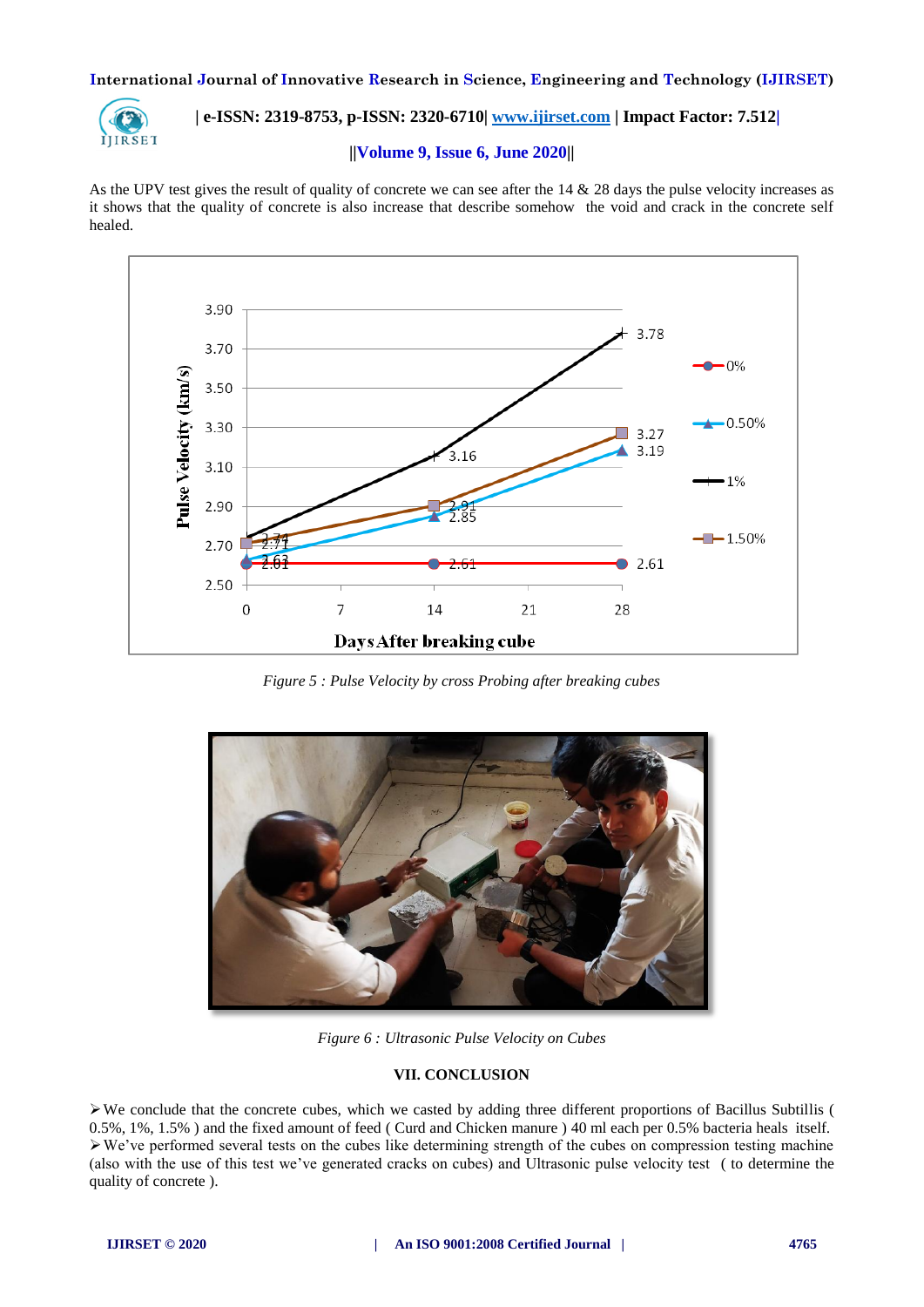As the UPV test gives the result of quality of concrete we can see after the 14 & 28 days the pulse velocity increases as it shows that the quality of concrete is also increase that describe somehow  the void and crack in the concrete self healed.

*Figure 5 : Pulse Velocity by cross Probing after breaking cubes*

*Figure 6 : Ultrasonic Pulse Velocity on Cubes*

## VII. CONCLUSION

➢We conclude that the concrete cubes, which we casted by adding three different proportions of Bacillus Subtillis ( 0.5%, 1%, 1.5% ) and the fixed amount of feed ( Curd and Chicken manure ) 40 ml each per 0.5% bacteria heals  itself.
➢We've performed several tests on the cubes like determining strength of the cubes on compression testing machine (also with the use of this test we've generated cracks on cubes) and Ultrasonic pulse velocity test  ( to determine the quality of concrete ).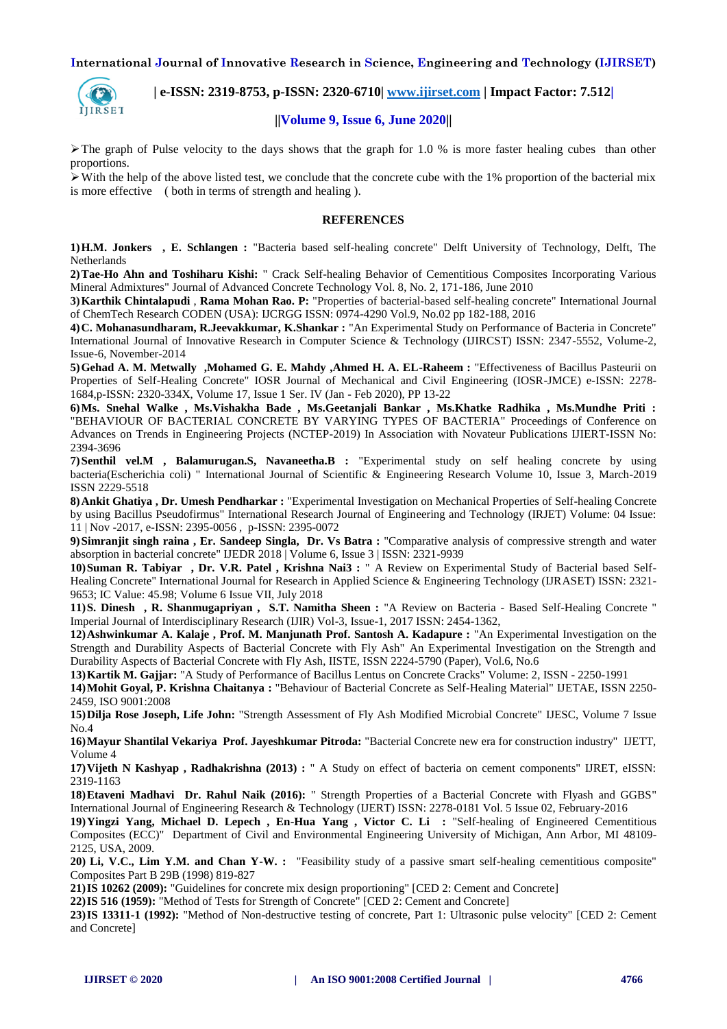- The graph of Pulse velocity to the days shows that the graph for 1.0 % is more faster healing cubes than other proportions.
- With the help of the above listed test, we conclude that the concrete cube with the 1% proportion of the bacterial mix is more effective ( both in terms of strength and healing ).

## REFERENCES

1) **H.M. Jonkers , E. Schlangen :** "Bacteria based self-healing concrete" Delft University of Technology, Delft, The Netherlands

2) **Tae-Ho Ahn and Toshiharu Kishi:** " Crack Self-healing Behavior of Cementitious Composites Incorporating Various Mineral Admixtures" Journal of Advanced Concrete Technology Vol. 8, No. 2, 171-186, June 2010

3) **Karthik Chintalapudi** , **Rama Mohan Rao. P:** "Properties of bacterial-based self-healing concrete" International Journal of ChemTech Research CODEN (USA): IJCRGG ISSN: 0974-4290 Vol.9, No.02 pp 182-188, 2016

4) **C. Mohanasundharam, R.Jeevakkumar, K.Shankar :** "An Experimental Study on Performance of Bacteria in Concrete" International Journal of Innovative Research in Computer Science & Technology (IJIRCST) ISSN: 2347-5552, Volume-2, Issue-6, November-2014

5) **Gehad A. M. Metwally ,Mohamed G. E. Mahdy ,Ahmed H. A. EL-Raheem :** "Effectiveness of Bacillus Pasteurii on Properties of Self-Healing Concrete" IOSR Journal of Mechanical and Civil Engineering (IOSR-JMCE) e-ISSN: 2278-1684,p-ISSN: 2320-334X, Volume 17, Issue 1 Ser. IV (Jan - Feb 2020), PP 13-22

6) **Ms. Snehal Walke , Ms.Vishakha Bade , Ms.Geetanjali Bankar , Ms.Khatke Radhika , Ms.Mundhe Priti :** "BEHAVIOUR OF BACTERIAL CONCRETE BY VARYING TYPES OF BACTERIA" Proceedings of Conference on Advances on Trends in Engineering Projects (NCTEP-2019) In Association with Novateur Publications IJIERT-ISSN No: 2394-3696

7) **Senthil vel.M , Balamurugan.S, Navaneetha.B :** "Experimental study on self healing concrete by using bacteria(Escherichia coli) " International Journal of Scientific & Engineering Research Volume 10, Issue 3, March-2019 ISSN 2229-5518

8) **Ankit Ghatiya , Dr. Umesh Pendharkar :** "Experimental Investigation on Mechanical Properties of Self-healing Concrete by using Bacillus Pseudofirmus" International Research Journal of Engineering and Technology (IRJET) Volume: 04 Issue: 11 | Nov -2017, e-ISSN: 2395-0056 , p-ISSN: 2395-0072

9) **Simranjit singh raina , Er. Sandeep Singla, Dr. Vs Batra :** "Comparative analysis of compressive strength and water absorption in bacterial concrete" IJEDR 2018 | Volume 6, Issue 3 | ISSN: 2321-9939

10) **Suman R. Tabiyar , Dr. V.R. Patel , Krishna Nai3 :** " A Review on Experimental Study of Bacterial based Self-Healing Concrete" International Journal for Research in Applied Science & Engineering Technology (IJRASET) ISSN: 2321-9653; IC Value: 45.98; Volume 6 Issue VII, July 2018

11) **S. Dinesh , R. Shanmugapriyan , S.T. Namitha Sheen :** "A Review on Bacteria - Based Self-Healing Concrete " Imperial Journal of Interdisciplinary Research (IJIR) Vol-3, Issue-1, 2017 ISSN: 2454-1362,

12) **Ashwinkumar A. Kalaje , Prof. M. Manjunath Prof. Santosh A. Kadapure :** "An Experimental Investigation on the Strength and Durability Aspects of Bacterial Concrete with Fly Ash" An Experimental Investigation on the Strength and Durability Aspects of Bacterial Concrete with Fly Ash, IISTE, ISSN 2224-5790 (Paper), Vol.6, No.6

13) **Kartik M. Gajjar:** "A Study of Performance of Bacillus Lentus on Concrete Cracks" Volume: 2, ISSN - 2250-1991

14) **Mohit Goyal, P. Krishna Chaitanya :** "Behaviour of Bacterial Concrete as Self-Healing Material" IJETAE, ISSN 2250-2459, ISO 9001:2008

15) **Dilja Rose Joseph, Life John:** "Strength Assessment of Fly Ash Modified Microbial Concrete" IJESC, Volume 7 Issue No.4

16) **Mayur Shantilal Vekariya Prof. Jayeshkumar Pitroda:** "Bacterial Concrete new era for construction industry" IJETT, Volume 4

17) **Vijeth N Kashyap , Radhakrishna (2013) :** " A Study on effect of bacteria on cement components" IJRET, eISSN: 2319-1163

18) **Etaveni Madhavi Dr. Rahul Naik (2016):** " Strength Properties of a Bacterial Concrete with Flyash and GGBS" International Journal of Engineering Research & Technology (IJERT) ISSN: 2278-0181 Vol. 5 Issue 02, February-2016

19) **Yingzi Yang, Michael D. Lepech , En-Hua Yang , Victor C. Li :** "Self-healing of Engineered Cementitious Composites (ECC)" Department of Civil and Environmental Engineering University of Michigan, Ann Arbor, MI 48109-2125, USA, 2009.

20) **Li, V.C., Lim Y.M. and Chan Y-W. :** "Feasibility study of a passive smart self-healing cementitious composite" Composites Part B 29B (1998) 819-827

21) **IS 10262 (2009):** "Guidelines for concrete mix design proportioning" [CED 2: Cement and Concrete]

22) **IS 516 (1959):** "Method of Tests for Strength of Concrete" [CED 2: Cement and Concrete]

23) **IS 13311-1 (1992):** "Method of Non-destructive testing of concrete, Part 1: Ultrasonic pulse velocity" [CED 2: Cement and Concrete]